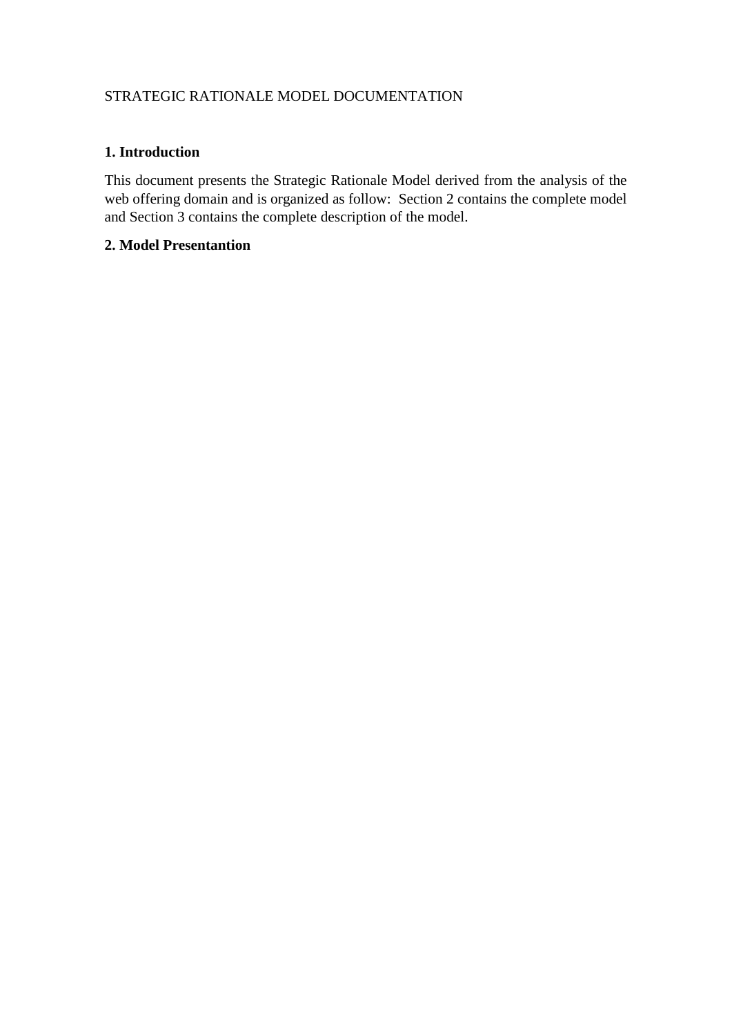STRATEGIC RATIONALE MODEL DOCUMENTATION

## 1. Introduction

This document presents the Strategic Rationale Model derived from the analysis of the web offering domain and is organized as follow: Section 2 contains the complete model and Section 3 contains the complete description of the model.

## 2. Model Presentantion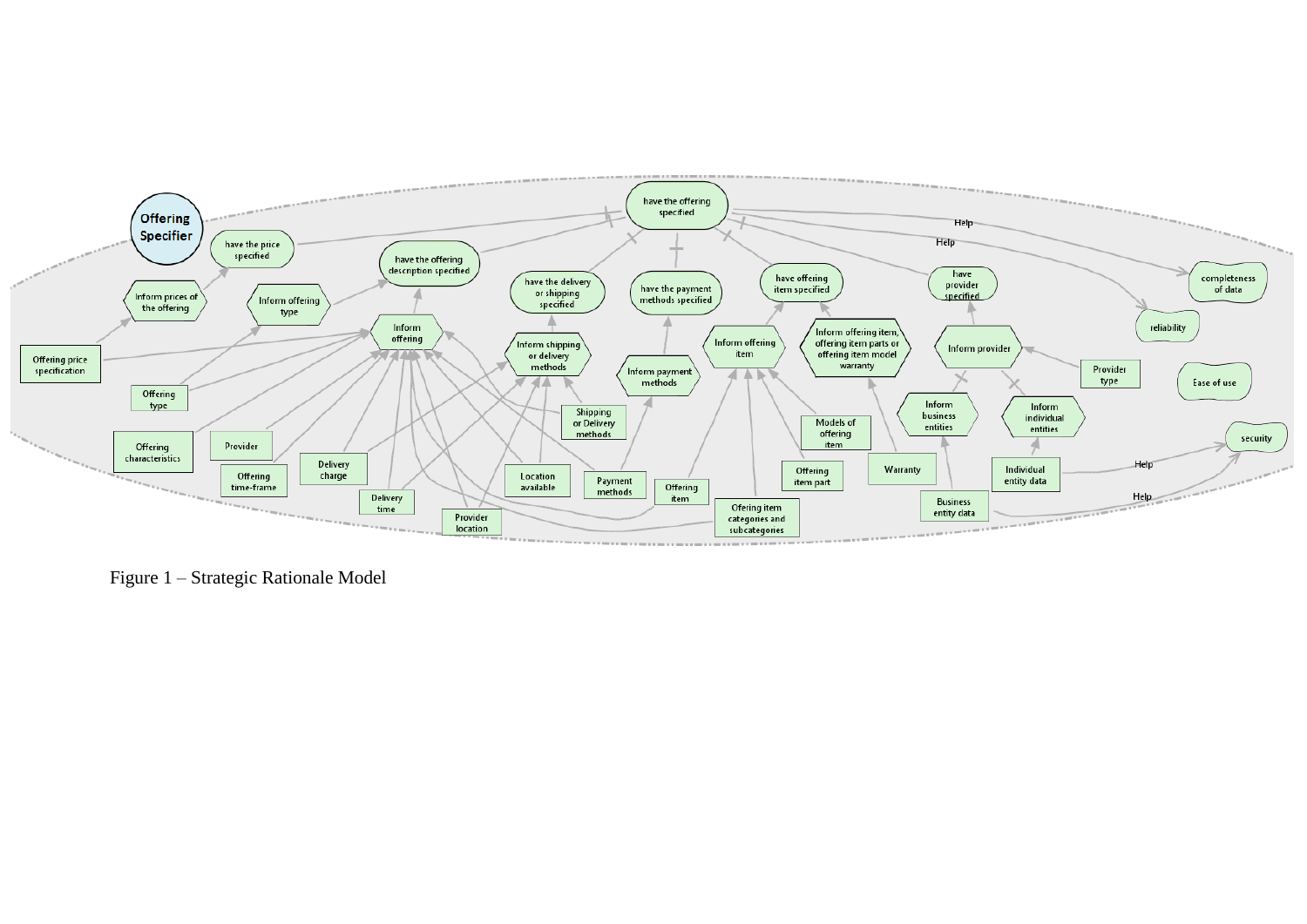Figure 1 – Strategic Rationale Model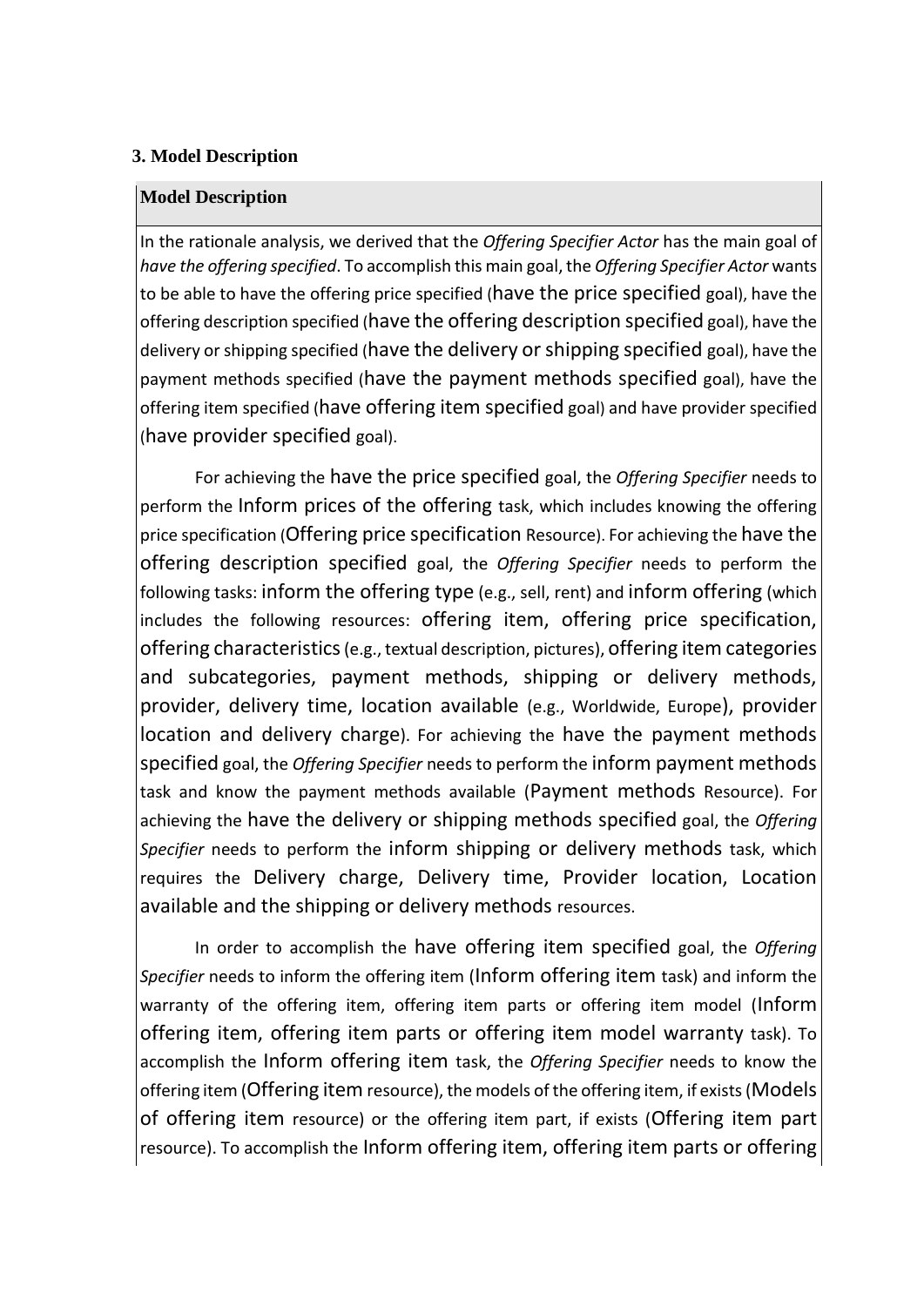### 3. Model Description

| Model Description |
| --- |
| In the rationale analysis, we derived that the *Offering Specifier Actor* has the main goal of *have the offering specified*. To accomplish this main goal, the *Offering Specifier Actor* wants to be able to have the offering price specified (have the price specified goal), have the offering description specified (have the offering description specified goal), have the delivery or shipping specified (have the delivery or shipping specified goal), have the payment methods specified (have the payment methods specified goal), have the offering item specified (have offering item specified goal) and have provider specified (have provider specified goal).<br><br>For achieving the have the price specified goal, the *Offering Specifier* needs to perform the Inform prices of the offering task, which includes knowing the offering price specification (Offering price specification Resource). For achieving the have the offering description specified goal, the *Offering Specifier* needs to perform the following tasks: inform the offering type (e.g., sell, rent) and inform offering (which includes the following resources: offering item, offering price specification, offering characteristics (e.g., textual description, pictures), offering item categories and subcategories, payment methods, shipping or delivery methods, provider, delivery time, location available (e.g., Worldwide, Europe), provider location and delivery charge). For achieving the have the payment methods specified goal, the *Offering Specifier* needs to perform the inform payment methods task and know the payment methods available (Payment methods Resource). For achieving the have the delivery or shipping methods specified goal, the *Offering Specifier* needs to perform the inform shipping or delivery methods task, which requires the Delivery charge, Delivery time, Provider location, Location available and the shipping or delivery methods resources.<br><br>In order to accomplish the have offering item specified goal, the *Offering Specifier* needs to inform the offering item (Inform offering item task) and inform the warranty of the offering item, offering item parts or offering item model (Inform offering item, offering item parts or offering item model warranty task). To accomplish the Inform offering item task, the *Offering Specifier* needs to know the offering item (Offering item resource), the models of the offering item, if exists (Models of offering item resource) or the offering item part, if exists (Offering item part resource). To accomplish the Inform offering item, offering item parts or offering |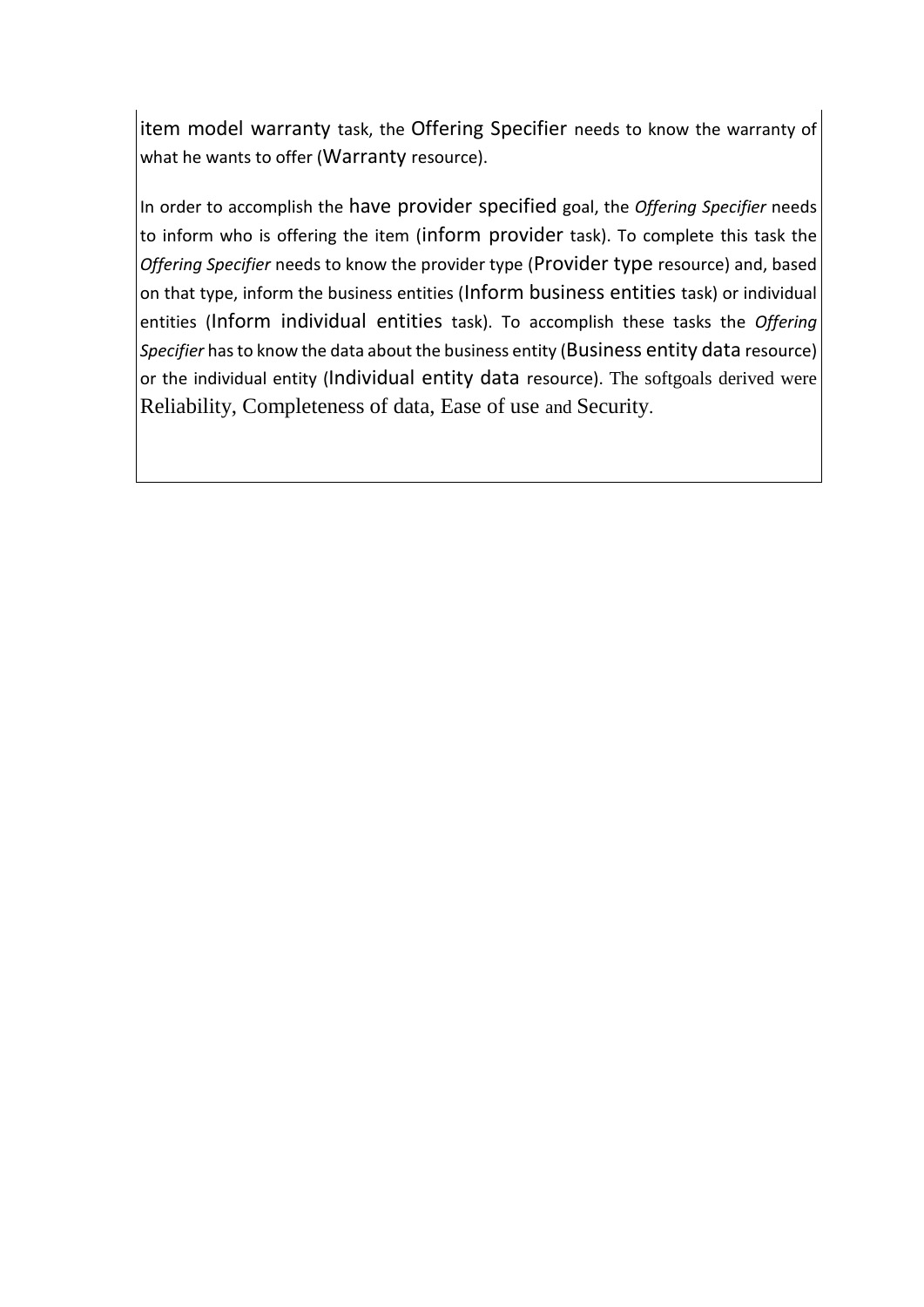item model warranty task, the Offering Specifier needs to know the warranty of what he wants to offer (Warranty resource).

In order to accomplish the have provider specified goal, the *Offering Specifier* needs to inform who is offering the item (inform provider task). To complete this task the *Offering Specifier* needs to know the provider type (Provider type resource) and, based on that type, inform the business entities (Inform business entities task) or individual entities (Inform individual entities task). To accomplish these tasks the *Offering Specifier* has to know the data about the business entity (Business entity data resource) or the individual entity (Individual entity data resource). The softgoals derived were Reliability, Completeness of data, Ease of use and Security.